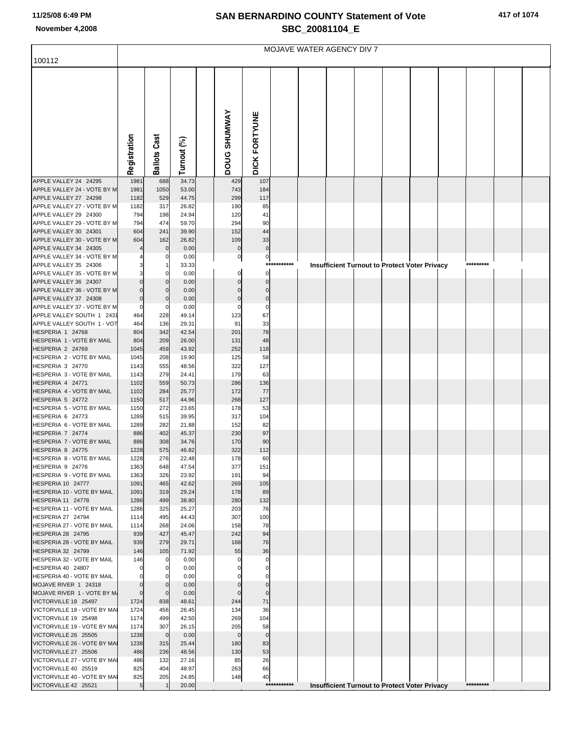# SAN BERNARDINO COUNTY Statement of Vote

## SBC_20081104_E

11/25/08 6:49 PM

November 4,2008

MOJAVE WATER AGENCY DIV 7

| 100112 | Registration | Ballots Cast | Turnout (%) | DOUG SHUMWAY | DICK FORTYUNE |
|---|---|---|---|---|---|
| APPLE VALLEY 24 24295 | 1981 | 688 | 34.73 | 429 | 107 |
| APPLE VALLEY 24 - VOTE BY M | 1981 | 1050 | 53.00 | 743 | 184 |
| APPLE VALLEY 27 24298 | 1182 | 529 | 44.75 | 299 | 117 |
| APPLE VALLEY 27 - VOTE BY M | 1182 | 317 | 26.82 | 190 | 85 |
| APPLE VALLEY 29 24300 | 794 | 198 | 24.94 | 120 | 41 |
| APPLE VALLEY 29 - VOTE BY M | 794 | 474 | 59.70 | 294 | 90 |
| APPLE VALLEY 30 24301 | 604 | 241 | 39.90 | 152 | 44 |
| APPLE VALLEY 30 - VOTE BY M | 604 | 162 | 26.82 | 109 | 33 |
| APPLE VALLEY 34 24305 | 4 | 0 | 0.00 | 0 | 0 |
| APPLE VALLEY 34 - VOTE BY M | 4 | 0 | 0.00 | 0 | 0 |
| APPLE VALLEY 35 24306 | 3 | 1 | 33.33 | *********** Insufficient Turnout to Protect Voter Privacy ********* | |
| APPLE VALLEY 35 - VOTE BY M | 3 | 0 | 0.00 | 0 | 0 |
| APPLE VALLEY 36 24307 | 0 | 0 | 0.00 | 0 | 0 |
| APPLE VALLEY 36 - VOTE BY M | 0 | 0 | 0.00 | 0 | 0 |
| APPLE VALLEY 37 24308 | 0 | 0 | 0.00 | 0 | 0 |
| APPLE VALLEY 37 - VOTE BY M | 0 | 0 | 0.00 | 0 | 0 |
| APPLE VALLEY SOUTH 1 2431 | 464 | 228 | 49.14 | 123 | 67 |
| APPLE VALLEY SOUTH 1 - VOT | 464 | 136 | 29.31 | 91 | 33 |
| HESPERIA 1 24768 | 804 | 342 | 42.54 | 201 | 78 |
| HESPERIA 1 - VOTE BY MAIL | 804 | 209 | 26.00 | 131 | 48 |
| HESPERIA 2 24769 | 1045 | 459 | 43.92 | 252 | 118 |
| HESPERIA 2 - VOTE BY MAIL | 1045 | 208 | 19.90 | 125 | 58 |
| HESPERIA 3 24770 | 1143 | 555 | 48.56 | 322 | 127 |
| HESPERIA 3 - VOTE BY MAIL | 1143 | 279 | 24.41 | 179 | 63 |
| HESPERIA 4 24771 | 1102 | 559 | 50.73 | 286 | 136 |
| HESPERIA 4 - VOTE BY MAIL | 1102 | 284 | 25.77 | 172 | 77 |
| HESPERIA 5 24772 | 1150 | 517 | 44.96 | 268 | 127 |
| HESPERIA 5 - VOTE BY MAIL | 1150 | 272 | 23.65 | 178 | 53 |
| HESPERIA 6 24773 | 1289 | 515 | 39.95 | 317 | 104 |
| HESPERIA 6 - VOTE BY MAIL | 1289 | 282 | 21.88 | 152 | 82 |
| HESPERIA 7 24774 | 886 | 402 | 45.37 | 230 | 97 |
| HESPERIA 7 - VOTE BY MAIL | 886 | 308 | 34.76 | 170 | 90 |
| HESPERIA 8 24775 | 1228 | 575 | 46.82 | 322 | 112 |
| HESPERIA 8 - VOTE BY MAIL | 1228 | 276 | 22.48 | 178 | 60 |
| HESPERIA 9 24776 | 1363 | 648 | 47.54 | 377 | 151 |
| HESPERIA 9 - VOTE BY MAIL | 1363 | 326 | 23.92 | 191 | 94 |
| HESPERIA 10 24777 | 1091 | 465 | 42.62 | 269 | 105 |
| HESPERIA 10 - VOTE BY MAIL | 1091 | 319 | 29.24 | 178 | 89 |
| HESPERIA 11 24778 | 1286 | 499 | 38.80 | 280 | 132 |
| HESPERIA 11 - VOTE BY MAIL | 1286 | 325 | 25.27 | 203 | 76 |
| HESPERIA 27 24794 | 1114 | 495 | 44.43 | 307 | 100 |
| HESPERIA 27 - VOTE BY MAIL | 1114 | 268 | 24.06 | 158 | 78 |
| HESPERIA 28 24795 | 939 | 427 | 45.47 | 242 | 94 |
| HESPERIA 28 - VOTE BY MAIL | 939 | 279 | 29.71 | 168 | 76 |
| HESPERIA 32 24799 | 146 | 105 | 71.92 | 55 | 36 |
| HESPERIA 32 - VOTE BY MAIL | 146 | 0 | 0.00 | 0 | 0 |
| HESPERIA 40 24807 | 0 | 0 | 0.00 | 0 | 0 |
| HESPERIA 40 - VOTE BY MAIL | 0 | 0 | 0.00 | 0 | 0 |
| MOJAVE RIVER 1 24318 | 0 | 0 | 0.00 | 0 | 0 |
| MOJAVE RIVER 1 - VOTE BY M | 0 | 0 | 0.00 | 0 | 0 |
| VICTORVILLE 18 25497 | 1724 | 838 | 48.61 | 244 | 71 |
| VICTORVILLE 18 - VOTE BY MA | 1724 | 456 | 26.45 | 134 | 36 |
| VICTORVILLE 19 25498 | 1174 | 499 | 42.50 | 269 | 104 |
| VICTORVILLE 19 - VOTE BY MA | 1174 | 307 | 26.15 | 205 | 58 |
| VICTORVILLE 26 25505 | 1238 | 0 | 0.00 | 0 | 0 |
| VICTORVILLE 26 - VOTE BY MA | 1238 | 315 | 25.44 | 180 | 83 |
| VICTORVILLE 27 25506 | 486 | 236 | 48.56 | 130 | 53 |
| VICTORVILLE 27 - VOTE BY MA | 486 | 132 | 27.16 | 85 | 26 |
| VICTORVILLE 40 25519 | 825 | 404 | 48.97 | 263 | 66 |
| VICTORVILLE 40 - VOTE BY MA | 825 | 205 | 24.85 | 148 | 40 |
| VICTORVILLE 42 25521 | 5 | 1 | 20.00 | *********** Insufficient Turnout to Protect Voter Privacy ********* | |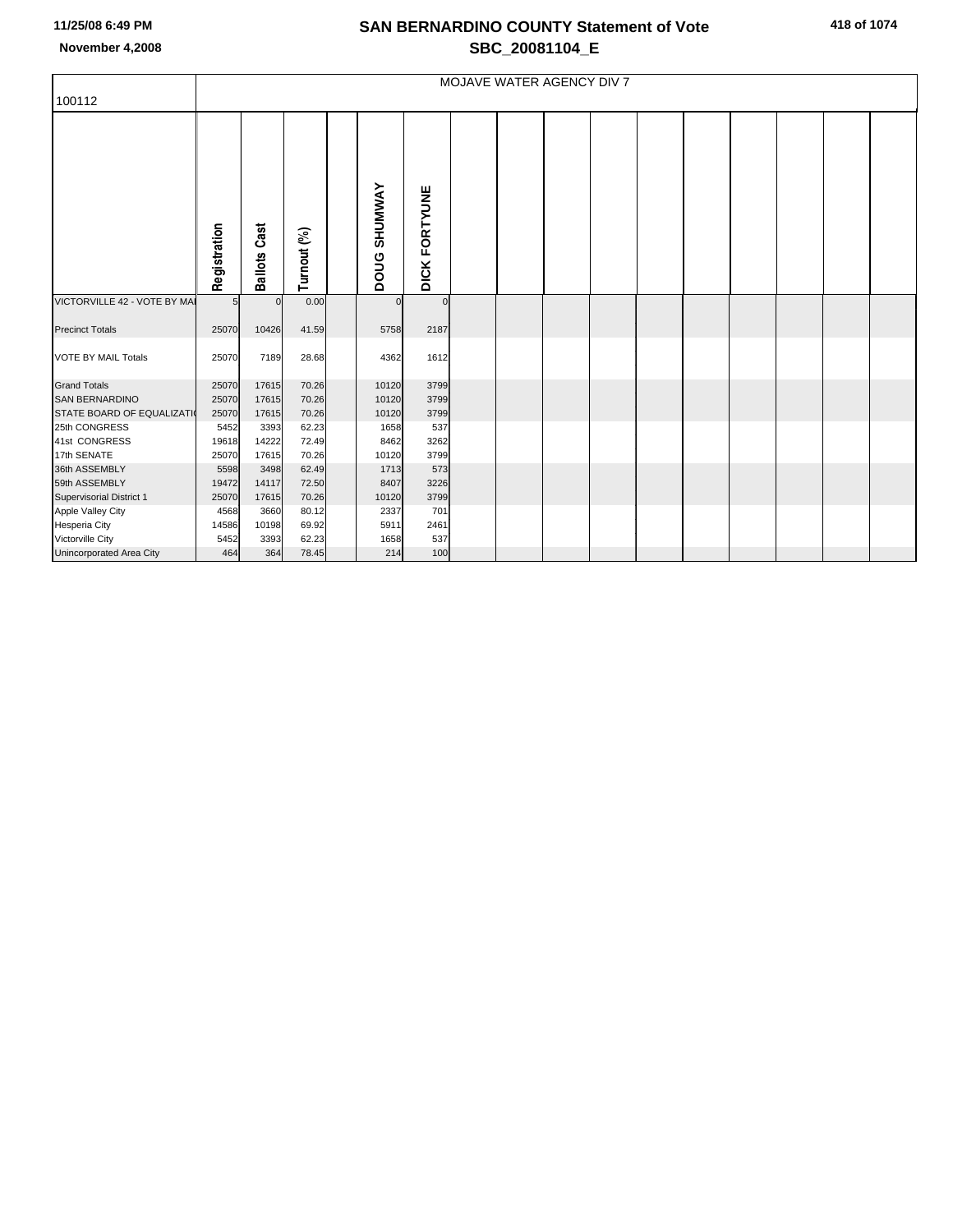# SAN BERNARDINO COUNTY Statement of Vote

## SBC_20081104_E

November 4,2008

| 100112 | Registration | Ballots Cast | Turnout (%) | | DOUG SHUMWAY | DICK FORTYUNE | | | | | | | | | | |
|---|---|---|---|---|---|---|---|---|---|---|---|---|---|---|---|---|
| | MOJAVE WATER AGENCY DIV 7 | | | | | | | | | | | | | | | |
| VICTORVILLE 42 - VOTE BY MAI | 5 | 0 | 0.00 | | 0 | 0 | | | | | | | | | | |
| Precinct Totals | 25070 | 10426 | 41.59 | | 5758 | 2187 | | | | | | | | | | |
| VOTE BY MAIL Totals | 25070 | 7189 | 28.68 | | 4362 | 1612 | | | | | | | | | | |
| Grand Totals | 25070 | 17615 | 70.26 | | 10120 | 3799 | | | | | | | | | | |
| SAN BERNARDINO | 25070 | 17615 | 70.26 | | 10120 | 3799 | | | | | | | | | | |
| STATE BOARD OF EQUALIZATI | 25070 | 17615 | 70.26 | | 10120 | 3799 | | | | | | | | | | |
| 25th CONGRESS | 5452 | 3393 | 62.23 | | 1658 | 537 | | | | | | | | | | |
| 41st CONGRESS | 19618 | 14222 | 72.49 | | 8462 | 3262 | | | | | | | | | | |
| 17th SENATE | 25070 | 17615 | 70.26 | | 10120 | 3799 | | | | | | | | | | |
| 36th ASSEMBLY | 5598 | 3498 | 62.49 | | 1713 | 573 | | | | | | | | | | |
| 59th ASSEMBLY | 19472 | 14117 | 72.50 | | 8407 | 3226 | | | | | | | | | | |
| Supervisorial District 1 | 25070 | 17615 | 70.26 | | 10120 | 3799 | | | | | | | | | | |
| Apple Valley City | 4568 | 3660 | 80.12 | | 2337 | 701 | | | | | | | | | | |
| Hesperia City | 14586 | 10198 | 69.92 | | 5911 | 2461 | | | | | | | | | | |
| Victorville City | 5452 | 3393 | 62.23 | | 1658 | 537 | | | | | | | | | | |
| Unincorporated Area City | 464 | 364 | 78.45 | | 214 | 100 | | | | | | | | | | |